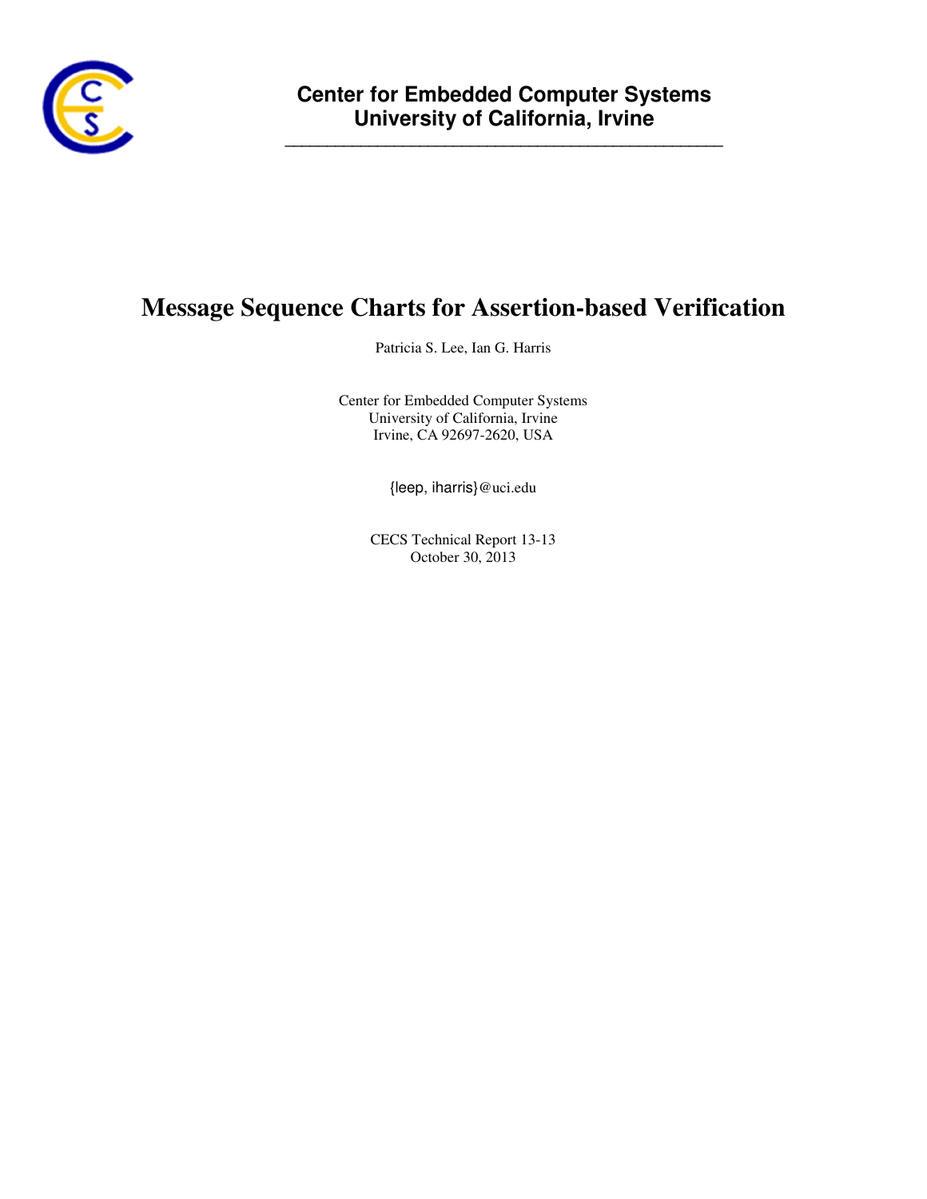**Center for Embedded Computer Systems**
**University of California, Irvine**

---

# Message Sequence Charts for Assertion-based Verification

Patricia S. Lee, Ian G. Harris

Center for Embedded Computer Systems
University of California, Irvine
Irvine, CA 92697-2620, USA

{leep, iharris}@uci.edu

CECS Technical Report 13-13
October 30, 2013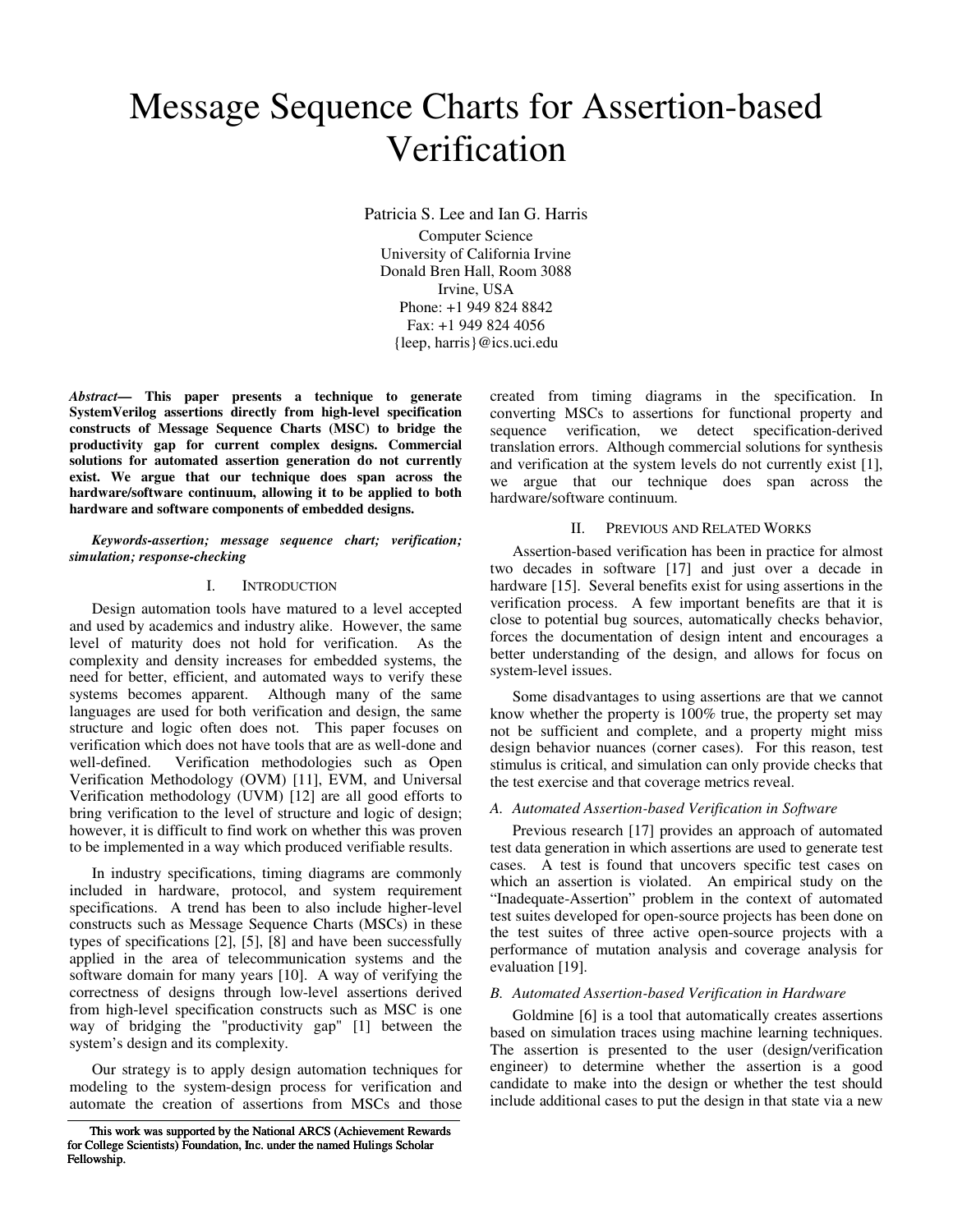# Message Sequence Charts for Assertion-based Verification

Patricia S. Lee and Ian G. Harris

Computer Science
University of California Irvine
Donald Bren Hall, Room 3088
Irvine, USA
Phone: +1 949 824 8842
Fax: +1 949 824 4056
{leep, harris}@ics.uci.edu

***Abstract*— This paper presents a technique to generate SystemVerilog assertions directly from high-level specification constructs of Message Sequence Charts (MSC) to bridge the productivity gap for current complex designs. Commercial solutions for automated assertion generation do not currently exist. We argue that our technique does span across the hardware/software continuum, allowing it to be applied to both hardware and software components of embedded designs.**

***Keywords-assertion; message sequence chart; verification; simulation; response-checking***

## I. Introduction

Design automation tools have matured to a level accepted and used by academics and industry alike. However, the same level of maturity does not hold for verification. As the complexity and density increases for embedded systems, the need for better, efficient, and automated ways to verify these systems becomes apparent. Although many of the same languages are used for both verification and design, the same structure and logic often does not. This paper focuses on verification which does not have tools that are as well-done and well-defined. Verification methodologies such as Open Verification Methodology (OVM) [11], EVM, and Universal Verification methodology (UVM) [12] are all good efforts to bring verification to the level of structure and logic of design; however, it is difficult to find work on whether this was proven to be implemented in a way which produced verifiable results.

In industry specifications, timing diagrams are commonly included in hardware, protocol, and system requirement specifications. A trend has been to also include higher-level constructs such as Message Sequence Charts (MSCs) in these types of specifications [2], [5], [8] and have been successfully applied in the area of telecommunication systems and the software domain for many years [10]. A way of verifying the correctness of designs through low-level assertions derived from high-level specification constructs such as MSC is one way of bridging the "productivity gap" [1] between the system's design and its complexity.

Our strategy is to apply design automation techniques for modeling to the system-design process for verification and automate the creation of assertions from MSCs and those created from timing diagrams in the specification. In converting MSCs to assertions for functional property and sequence verification, we detect specification-derived translation errors. Although commercial solutions for synthesis and verification at the system levels do not currently exist [1], we argue that our technique does span across the hardware/software continuum.

## II. Previous and Related Works

Assertion-based verification has been in practice for almost two decades in software [17] and just over a decade in hardware [15]. Several benefits exist for using assertions in the verification process. A few important benefits are that it is close to potential bug sources, automatically checks behavior, forces the documentation of design intent and encourages a better understanding of the design, and allows for focus on system-level issues.

Some disadvantages to using assertions are that we cannot know whether the property is 100% true, the property set may not be sufficient and complete, and a property might miss design behavior nuances (corner cases). For this reason, test stimulus is critical, and simulation can only provide checks that the test exercise and that coverage metrics reveal.

### *A. Automated Assertion-based Verification in Software*

Previous research [17] provides an approach of automated test data generation in which assertions are used to generate test cases. A test is found that uncovers specific test cases on which an assertion is violated. An empirical study on the "Inadequate-Assertion" problem in the context of automated test suites developed for open-source projects has been done on the test suites of three active open-source projects with a performance of mutation analysis and coverage analysis for evaluation [19].

### *B. Automated Assertion-based Verification in Hardware*

Goldmine [6] is a tool that automatically creates assertions based on simulation traces using machine learning techniques. The assertion is presented to the user (design/verification engineer) to determine whether the assertion is a good candidate to make into the design or whether the test should include additional cases to put the design in that state via a new

This work was supported by the National ARCS (Achievement Rewards for College Scientists) Foundation, Inc. under the named Hulings Scholar Fellowship.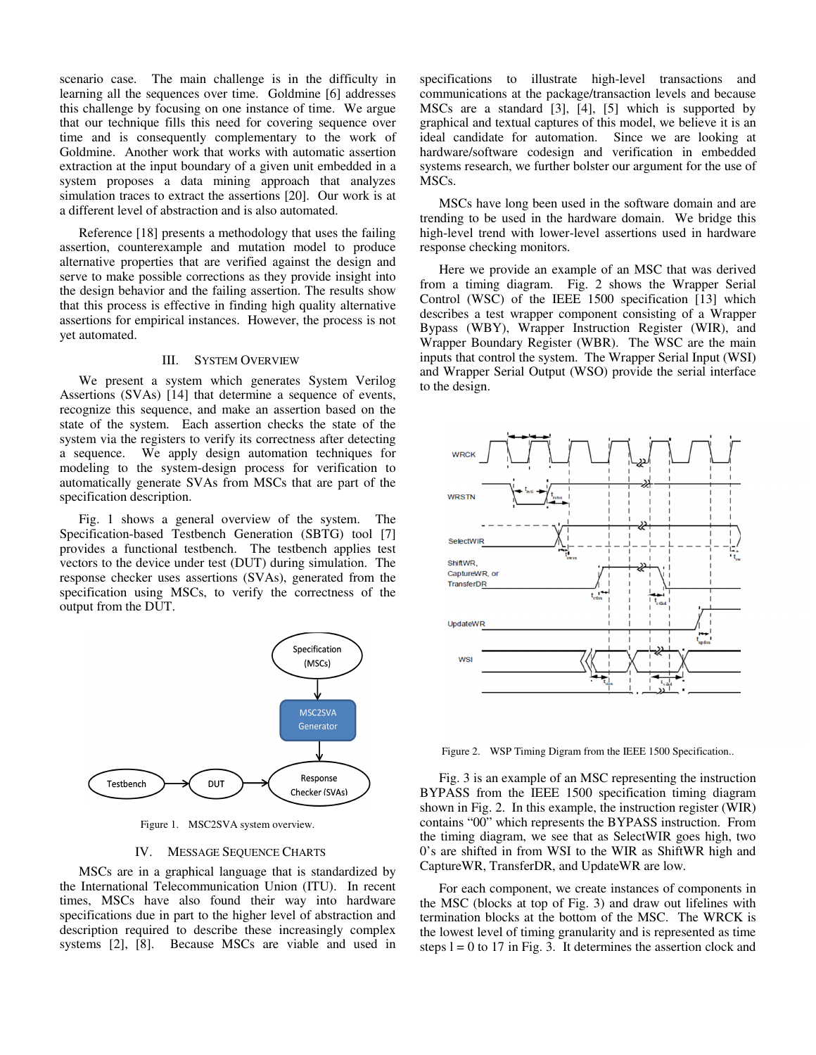scenario case. The main challenge is in the difficulty in learning all the sequences over time. Goldmine [6] addresses this challenge by focusing on one instance of time. We argue that our technique fills this need for covering sequence over time and is consequently complementary to the work of Goldmine. Another work that works with automatic assertion extraction at the input boundary of a given unit embedded in a system proposes a data mining approach that analyzes simulation traces to extract the assertions [20]. Our work is at a different level of abstraction and is also automated.

Reference [18] presents a methodology that uses the failing assertion, counterexample and mutation model to produce alternative properties that are verified against the design and serve to make possible corrections as they provide insight into the design behavior and the failing assertion. The results show that this process is effective in finding high quality alternative assertions for empirical instances. However, the process is not yet automated.

## III. System Overview

We present a system which generates System Verilog Assertions (SVAs) [14] that determine a sequence of events, recognize this sequence, and make an assertion based on the state of the system. Each assertion checks the state of the system via the registers to verify its correctness after detecting a sequence. We apply design automation techniques for modeling to the system-design process for verification to automatically generate SVAs from MSCs that are part of the specification description.

Fig. 1 shows a general overview of the system. The Specification-based Testbench Generation (SBTG) tool [7] provides a functional testbench. The testbench applies test vectors to the device under test (DUT) during simulation. The response checker uses assertions (SVAs), generated from the specification using MSCs, to verify the correctness of the output from the DUT.

Figure 1. MSC2SVA system overview.

## IV. Message Sequence Charts

MSCs are in a graphical language that is standardized by the International Telecommunication Union (ITU). In recent times, MSCs have also found their way into hardware specifications due in part to the higher level of abstraction and description required to describe these increasingly complex systems [2], [8]. Because MSCs are viable and used in specifications to illustrate high-level transactions and communications at the package/transaction levels and because MSCs are a standard [3], [4], [5] which is supported by graphical and textual captures of this model, we believe it is an ideal candidate for automation. Since we are looking at hardware/software codesign and verification in embedded systems research, we further bolster our argument for the use of MSCs.

MSCs have long been used in the software domain and are trending to be used in the hardware domain. We bridge this high-level trend with lower-level assertions used in hardware response checking monitors.

Here we provide an example of an MSC that was derived from a timing diagram. Fig. 2 shows the Wrapper Serial Control (WSC) of the IEEE 1500 specification [13] which describes a test wrapper component consisting of a Wrapper Bypass (WBY), Wrapper Instruction Register (WIR), and Wrapper Boundary Register (WBR). The WSC are the main inputs that control the system. The Wrapper Serial Input (WSI) and Wrapper Serial Output (WSO) provide the serial interface to the design.

Figure 2. WSP Timing Digram from the IEEE 1500 Specification..

Fig. 3 is an example of an MSC representing the instruction BYPASS from the IEEE 1500 specification timing diagram shown in Fig. 2. In this example, the instruction register (WIR) contains "00" which represents the BYPASS instruction. From the timing diagram, we see that as SelectWIR goes high, two 0's are shifted in from WSI to the WIR as ShiftWR high and CaptureWR, TransferDR, and UpdateWR are low.

For each component, we create instances of components in the MSC (blocks at top of Fig. 3) and draw out lifelines with termination blocks at the bottom of the MSC. The WRCK is the lowest level of timing granularity and is represented as time steps l = 0 to 17 in Fig. 3. It determines the assertion clock and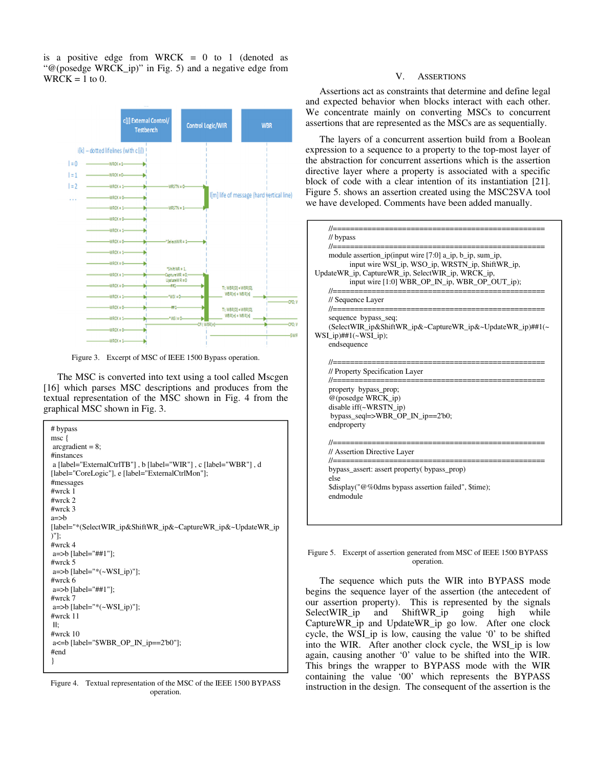is a positive edge from WRCK = 0 to 1 (denoted as "@(posedge WRCK_ip)" in Fig. 5) and a negative edge from WRCK = 1 to 0.

Figure 3. Excerpt of MSC of IEEE 1500 Bypass operation.

The MSC is converted into text using a tool called Mscgen [16] which parses MSC descriptions and produces from the textual representation of the MSC shown in Fig. 4 from the graphical MSC shown in Fig. 3.

```
# bypass
msc {
 arcgradient = 8;
#instances
 a [label="ExternalCtrlTB"] , b [label="WIR"] , c [label="WBR"] , d
[label="CoreLogic"], e [label="ExternalCtrlMon"];
#messages
#wrck 1
#wrck 2
#wrck 3
a=>b
[label="*(SelectWIR_ip&ShiftWR_ip&~CaptureWR_ip&~UpdateWR_ip
)"];
#wrck 4
 a=>b [label="##1"];
#wrck 5
 a=>b [label="*(~WSI_ip)"];
#wrck 6
 a=>b [label="##1"];
#wrck 7
 a=>b [label="*(~WSI_ip)"];
#wrck 11
 |||;
#wrck 10
 a<=b [label="$WBR_OP_IN_ip==2'b0"];
#end
}
```

Figure 4. Textual representation of the MSC of the IEEE 1500 BYPASS operation.

## V. ASSERTIONS

Assertions act as constraints that determine and define legal and expected behavior when blocks interact with each other. We concentrate mainly on converting MSCs to concurrent assertions that are represented as the MSCs are as sequentially.

The layers of a concurrent assertion build from a Boolean expression to a sequence to a property to the top-most layer of the abstraction for concurrent assertions which is the assertion directive layer where a property is associated with a specific block of code with a clear intention of its instantiation [21]. Figure 5. shows an assertion created using the MSC2SVA tool we have developed. Comments have been added manually.

```
//==================================================
// bypass
//==================================================
module assertion_ip(input wire [7:0] a_ip, b_ip, sum_ip,
      input wire WSI_ip, WSO_ip, WRSTN_ip, ShiftWR_ip,
UpdateWR_ip, CaptureWR_ip, SelectWIR_ip, WRCK_ip,
      input wire [1:0] WBR_OP_IN_ip, WBR_OP_OUT_ip);
//==================================================
// Sequence Layer
//==================================================
sequence bypass_seq;
(SelectWIR_ip&ShiftWR_ip&~CaptureWR_ip&~UpdateWR_ip)##1(~
WSI_ip)##1(~WSI_ip);
endsequence

//==================================================
// Property Specification Layer
//==================================================
property bypass_prop;
@(posedge WRCK_ip)
disable iff(~WRSTN_ip)
 bypass_seq|=>WBR_OP_IN_ip==2'b0;
endproperty

//==================================================
// Assertion Directive Layer
//==================================================
bypass_assert: assert property( bypass_prop)
else
$display("@%0dms bypass assertion failed", $time);
endmodule
```

Figure 5. Excerpt of assertion generated from MSC of IEEE 1500 BYPASS operation.

The sequence which puts the WIR into BYPASS mode begins the sequence layer of the assertion (the antecedent of our assertion property). This is represented by the signals SelectWIR_ip and ShiftWR_ip going high while CaptureWR_ip and UpdateWR_ip go low. After one clock cycle, the WSI_ip is low, causing the value '0' to be shifted into the WIR. After another clock cycle, the WSI_ip is low again, causing another '0' value to be shifted into the WIR. This brings the wrapper to BYPASS mode with the WIR containing the value '00' which represents the BYPASS instruction in the design. The consequent of the assertion is the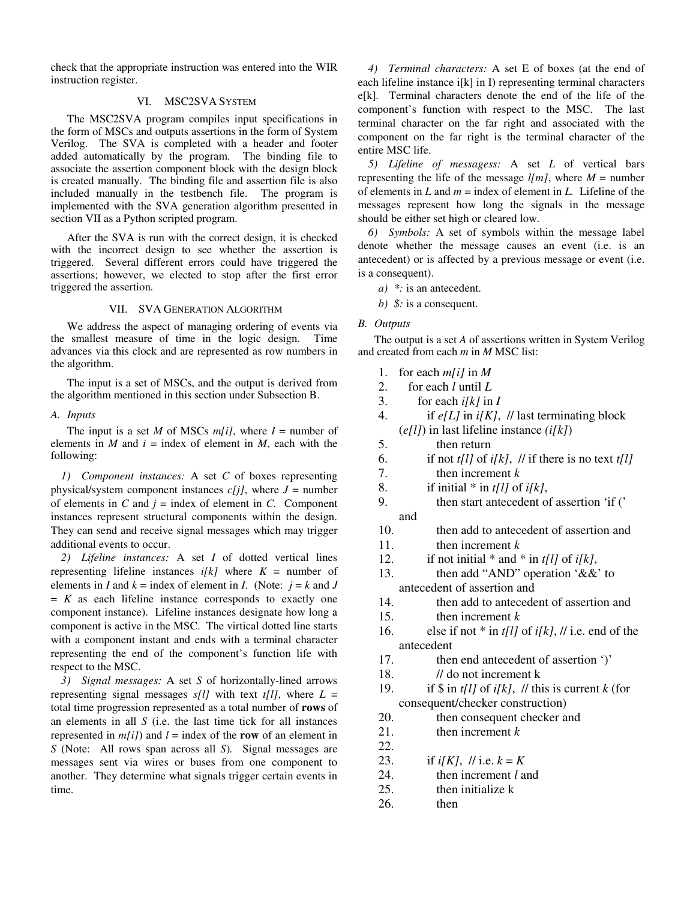check that the appropriate instruction was entered into the WIR instruction register.

## VI. MSC2SVA System

The MSC2SVA program compiles input specifications in the form of MSCs and outputs assertions in the form of System Verilog. The SVA is completed with a header and footer added automatically by the program. The binding file to associate the assertion component block with the design block is created manually. The binding file and assertion file is also included manually in the testbench file. The program is implemented with the SVA generation algorithm presented in section VII as a Python scripted program.

After the SVA is run with the correct design, it is checked with the incorrect design to see whether the assertion is triggered. Several different errors could have triggered the assertions; however, we elected to stop after the first error triggered the assertion.

## VII. SVA Generation Algorithm

We address the aspect of managing ordering of events via the smallest measure of time in the logic design. Time advances via this clock and are represented as row numbers in the algorithm.

The input is a set of MSCs, and the output is derived from the algorithm mentioned in this section under Subsection B.

### A. Inputs

The input is a set $M$ of MSCs $m[i]$, where $I$ = number of elements in $M$ and $i$ = index of element in $M$, each with the following:

*1) Component instances:* A set $C$ of boxes representing physical/system component instances $c[j]$, where $J$ = number of elements in $C$ and $j$ = index of element in $C$. Component instances represent structural components within the design. They can send and receive signal messages which may trigger additional events to occur.

*2) Lifeline instances:* A set $I$ of dotted vertical lines representing lifeline instances $i[k]$ where $K$ = number of elements in $I$ and $k$ = index of element in $I$. (Note: $j = k$ and $J = K$ as each lifeline instance corresponds to exactly one component instance). Lifeline instances designate how long a component is active in the MSC. The virtical dotted line starts with a component instant and ends with a terminal character representing the end of the component's function life with respect to the MSC.

*3) Signal messages:* A set $S$ of horizontally-lined arrows representing signal messages $s[l]$ with text $t[l]$, where $L$ = total time progression represented as a total number of **rows** of an elements in all $S$ (i.e. the last time tick for all instances represented in $m[i]$) and $l$ = index of the **row** of an element in $S$ (Note: All rows span across all $S$). Signal messages are messages sent via wires or buses from one component to another. They determine what signals trigger certain events in time.

*4) Terminal characters:* A set E of boxes (at the end of each lifeline instance i[k] in I) representing terminal characters e[k]. Terminal characters denote the end of the life of the component's function with respect to the MSC. The last terminal character on the far right and associated with the component on the far right is the terminal character of the entire MSC life.

*5) Lifeline of messagess:* A set $L$ of vertical bars representing the life of the message $l[m]$, where $M$ = number of elements in $L$ and $m$ = index of element in $L$. Lifeline of the messages represent how long the signals in the message should be either set high or cleared low.

*6) Symbols:* A set of symbols within the message label denote whether the message causes an event (i.e. is an antecedent) or is affected by a previous message or event (i.e. is a consequent).

*a) *:* is an antecedent.

*b) $:* is a consequent.

### B. Outputs

The output is a set $A$ of assertions written in System Verilog and created from each $m$ in $M$ MSC list:

1. for each *m[i]* in *M*
2. for each *l* until *L*
3. for each *i[k]* in *I*
4. if *e[L]* in *i[K]*, // last terminating block (*e[l]*) in last lifeline instance *(i[k])*
5. then return
6. if not *t[l]* of *i[k]*, // if there is no text *t[l]*
7. then increment *k*
8. if initial * in *t[l]* of *i[k]*,
9. then start antecedent of assertion 'if (' and
10. then add to antecedent of assertion and
11. then increment *k*
12. if not initial * and * in *t[l]* of *i[k]*,
13. then add "AND" operation '&&' to antecedent of assertion and
14. then add to antecedent of assertion and
15. then increment *k*
16. else if not * in *t[l]* of *i[k]*, // i.e. end of the antecedent
17. then end antecedent of assertion ')'
18. // do not increment k
19. if $ in *t[l]* of *i[k]*, // this is current *k* (for consequent/checker construction)
20. then consequent checker and
21. then increment *k*
22. 
23. if *i[K]*, // i.e. *k* = *K*
24. then increment *l* and
25. then initialize k
26. then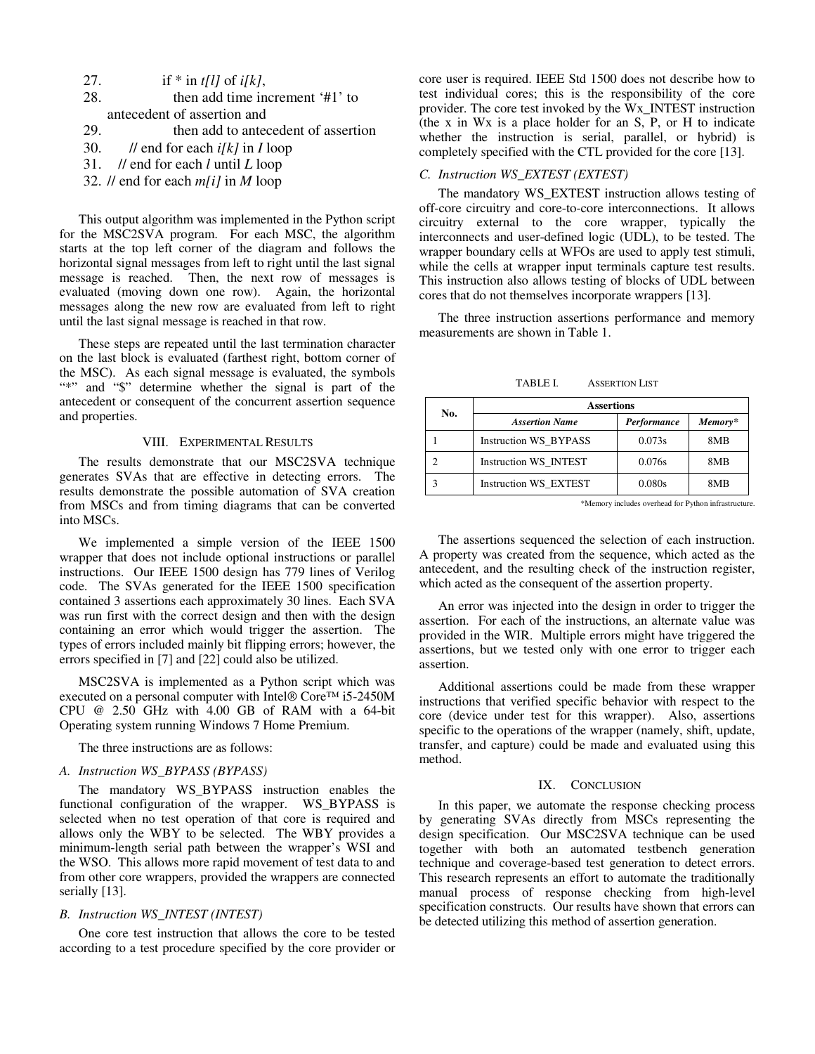27. if * in $t[l]$ of $i[k]$,
28. then add time increment '#1' to antecedent of assertion and
29. then add to antecedent of assertion
30. // end for each $i[k]$ in $I$ loop
31. // end for each $l$ until $L$ loop
32. // end for each $m[i]$ in $M$ loop

This output algorithm was implemented in the Python script for the MSC2SVA program. For each MSC, the algorithm starts at the top left corner of the diagram and follows the horizontal signal messages from left to right until the last signal message is reached. Then, the next row of messages is evaluated (moving down one row). Again, the horizontal messages along the new row are evaluated from left to right until the last signal message is reached in that row.

These steps are repeated until the last termination character on the last block is evaluated (farthest right, bottom corner of the MSC). As each signal message is evaluated, the symbols "*" and "$" determine whether the signal is part of the antecedent or consequent of the concurrent assertion sequence and properties.

## VIII. EXPERIMENTAL RESULTS

The results demonstrate that our MSC2SVA technique generates SVAs that are effective in detecting errors. The results demonstrate the possible automation of SVA creation from MSCs and from timing diagrams that can be converted into MSCs.

We implemented a simple version of the IEEE 1500 wrapper that does not include optional instructions or parallel instructions. Our IEEE 1500 design has 779 lines of Verilog code. The SVAs generated for the IEEE 1500 specification contained 3 assertions each approximately 30 lines. Each SVA was run first with the correct design and then with the design containing an error which would trigger the assertion. The types of errors included mainly bit flipping errors; however, the errors specified in [7] and [22] could also be utilized.

MSC2SVA is implemented as a Python script which was executed on a personal computer with Intel® Core™ i5-2450M CPU @ 2.50 GHz with 4.00 GB of RAM with a 64-bit Operating system running Windows 7 Home Premium.

The three instructions are as follows:

### A. Instruction WS_BYPASS (BYPASS)

The mandatory WS_BYPASS instruction enables the functional configuration of the wrapper. WS_BYPASS is selected when no test operation of that core is required and allows only the WBY to be selected. The WBY provides a minimum-length serial path between the wrapper's WSI and the WSO. This allows more rapid movement of test data to and from other core wrappers, provided the wrappers are connected serially [13].

### B. Instruction WS_INTEST (INTEST)

One core test instruction that allows the core to be tested according to a test procedure specified by the core provider or core user is required. IEEE Std 1500 does not describe how to test individual cores; this is the responsibility of the core provider. The core test invoked by the Wx_INTEST instruction (the x in Wx is a place holder for an S, P, or H to indicate whether the instruction is serial, parallel, or hybrid) is completely specified with the CTL provided for the core [13].

### C. Instruction WS_EXTEST (EXTEST)

The mandatory WS_EXTEST instruction allows testing of off-core circuitry and core-to-core interconnections. It allows circuitry external to the core wrapper, typically the interconnects and user-defined logic (UDL), to be tested. The wrapper boundary cells at WFOs are used to apply test stimuli, while the cells at wrapper input terminals capture test results. This instruction also allows testing of blocks of UDL between cores that do not themselves incorporate wrappers [13].

The three instruction assertions performance and memory measurements are shown in Table 1.

TABLE I. ASSERTION LIST

| No. | Assertions | | |
|---|---|---|---|
| | *Assertion Name* | *Performance* | *Memory** |
| 1 | Instruction WS_BYPASS | 0.073s | 8MB |
| 2 | Instruction WS_INTEST | 0.076s | 8MB |
| 3 | Instruction WS_EXTEST | 0.080s | 8MB |

*Memory includes overhead for Python infrastructure.

The assertions sequenced the selection of each instruction. A property was created from the sequence, which acted as the antecedent, and the resulting check of the instruction register, which acted as the consequent of the assertion property.

An error was injected into the design in order to trigger the assertion. For each of the instructions, an alternate value was provided in the WIR. Multiple errors might have triggered the assertions, but we tested only with one error to trigger each assertion.

Additional assertions could be made from these wrapper instructions that verified specific behavior with respect to the core (device under test for this wrapper). Also, assertions specific to the operations of the wrapper (namely, shift, update, transfer, and capture) could be made and evaluated using this method.

## IX. CONCLUSION

In this paper, we automate the response checking process by generating SVAs directly from MSCs representing the design specification. Our MSC2SVA technique can be used together with both an automated testbench generation technique and coverage-based test generation to detect errors. This research represents an effort to automate the traditionally manual process of response checking from high-level specification constructs. Our results have shown that errors can be detected utilizing this method of assertion generation.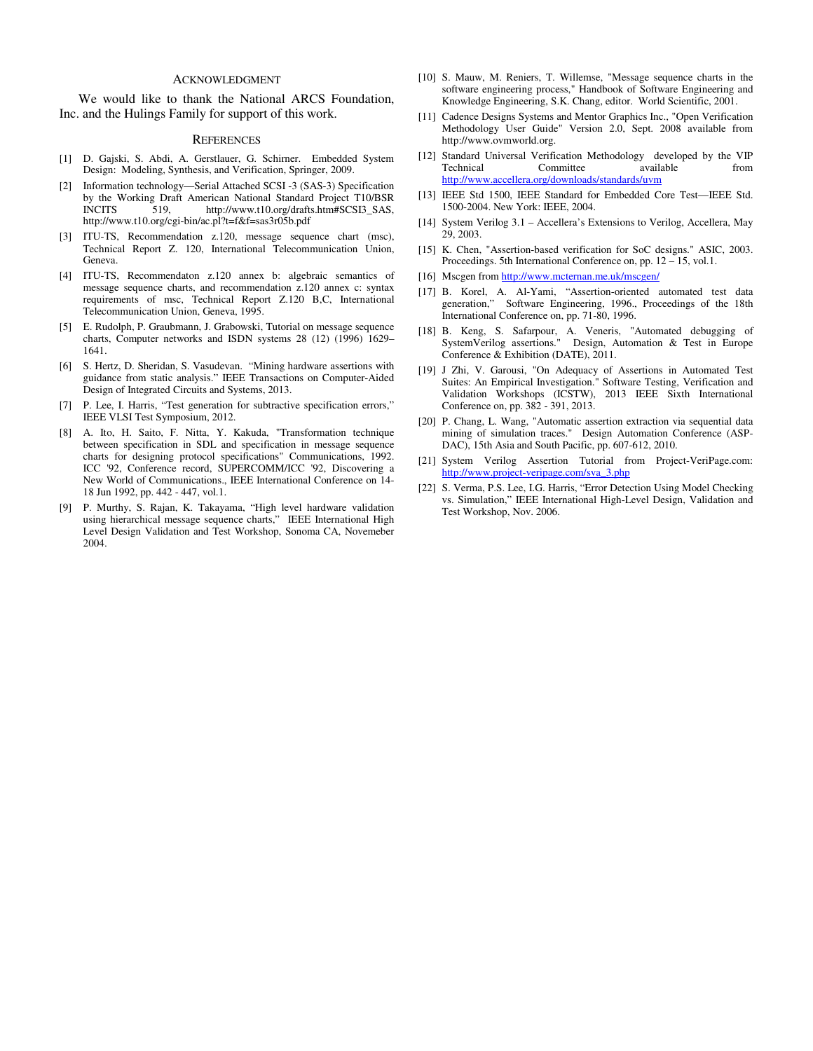## Acknowledgment

We would like to thank the National ARCS Foundation, Inc. and the Hulings Family for support of this work.

## References

[1] D. Gajski, S. Abdi, A. Gerstlauer, G. Schirner. Embedded System Design: Modeling, Synthesis, and Verification, Springer, 2009.

[2] Information technology—Serial Attached SCSI -3 (SAS-3) Specification by the Working Draft American National Standard Project T10/BSR INCITS 519, http://www.t10.org/drafts.htm#SCSI3_SAS, http://www.t10.org/cgi-bin/ac.pl?t=f&f=sas3r05b.pdf

[3] ITU-TS, Recommendation z.120, message sequence chart (msc), Technical Report Z. 120, International Telecommunication Union, Geneva.

[4] ITU-TS, Recommendaton z.120 annex b: algebraic semantics of message sequence charts, and recommendation z.120 annex c: syntax requirements of msc, Technical Report Z.120 B,C, International Telecommunication Union, Geneva, 1995.

[5] E. Rudolph, P. Graubmann, J. Grabowski, Tutorial on message sequence charts, Computer networks and ISDN systems 28 (12) (1996) 1629–1641.

[6] S. Hertz, D. Sheridan, S. Vasudevan. "Mining hardware assertions with guidance from static analysis." IEEE Transactions on Computer-Aided Design of Integrated Circuits and Systems, 2013.

[7] P. Lee, I. Harris, "Test generation for subtractive specification errors," IEEE VLSI Test Symposium, 2012.

[8] A. Ito, H. Saito, F. Nitta, Y. Kakuda, "Transformation technique between specification in SDL and specification in message sequence charts for designing protocol specifications" Communications, 1992. ICC '92, Conference record, SUPERCOMM/ICC '92, Discovering a New World of Communications., IEEE International Conference on 14-18 Jun 1992, pp. 442 - 447, vol.1.

[9] P. Murthy, S. Rajan, K. Takayama, "High level hardware validation using hierarchical message sequence charts," IEEE International High Level Design Validation and Test Workshop, Sonoma CA, Novemeber 2004.

[10] S. Mauw, M. Reniers, T. Willemse, "Message sequence charts in the software engineering process," Handbook of Software Engineering and Knowledge Engineering, S.K. Chang, editor. World Scientific, 2001.

[11] Cadence Designs Systems and Mentor Graphics Inc., "Open Verification Methodology User Guide" Version 2.0, Sept. 2008 available from http://www.ovmworld.org.

[12] Standard Universal Verification Methodology developed by the VIP Technical Committee available from http://www.accellera.org/downloads/standards/uvm

[13] IEEE Std 1500, IEEE Standard for Embedded Core Test—IEEE Std. 1500-2004. New York: IEEE, 2004.

[14] System Verilog 3.1 – Accellera's Extensions to Verilog, Accellera, May 29, 2003.

[15] K. Chen, "Assertion-based verification for SoC designs." ASIC, 2003. Proceedings. 5th International Conference on, pp. 12 – 15, vol.1.

[16] Mscgen from http://www.mcternan.me.uk/mscgen/

[17] B. Korel, A. Al-Yami, "Assertion-oriented automated test data generation," Software Engineering, 1996., Proceedings of the 18th International Conference on, pp. 71-80, 1996.

[18] B. Keng, S. Safarpour, A. Veneris, "Automated debugging of SystemVerilog assertions." Design, Automation & Test in Europe Conference & Exhibition (DATE), 2011.

[19] J Zhi, V. Garousi, "On Adequacy of Assertions in Automated Test Suites: An Empirical Investigation." Software Testing, Verification and Validation Workshops (ICSTW), 2013 IEEE Sixth International Conference on, pp. 382 - 391, 2013.

[20] P. Chang, L. Wang, "Automatic assertion extraction via sequential data mining of simulation traces." Design Automation Conference (ASP-DAC), 15th Asia and South Pacific, pp. 607-612, 2010.

[21] System Verilog Assertion Tutorial from Project-VeriPage.com: http://www.project-veripage.com/sva_3.php

[22] S. Verma, P.S. Lee, I.G. Harris, "Error Detection Using Model Checking vs. Simulation," IEEE International High-Level Design, Validation and Test Workshop, Nov. 2006.